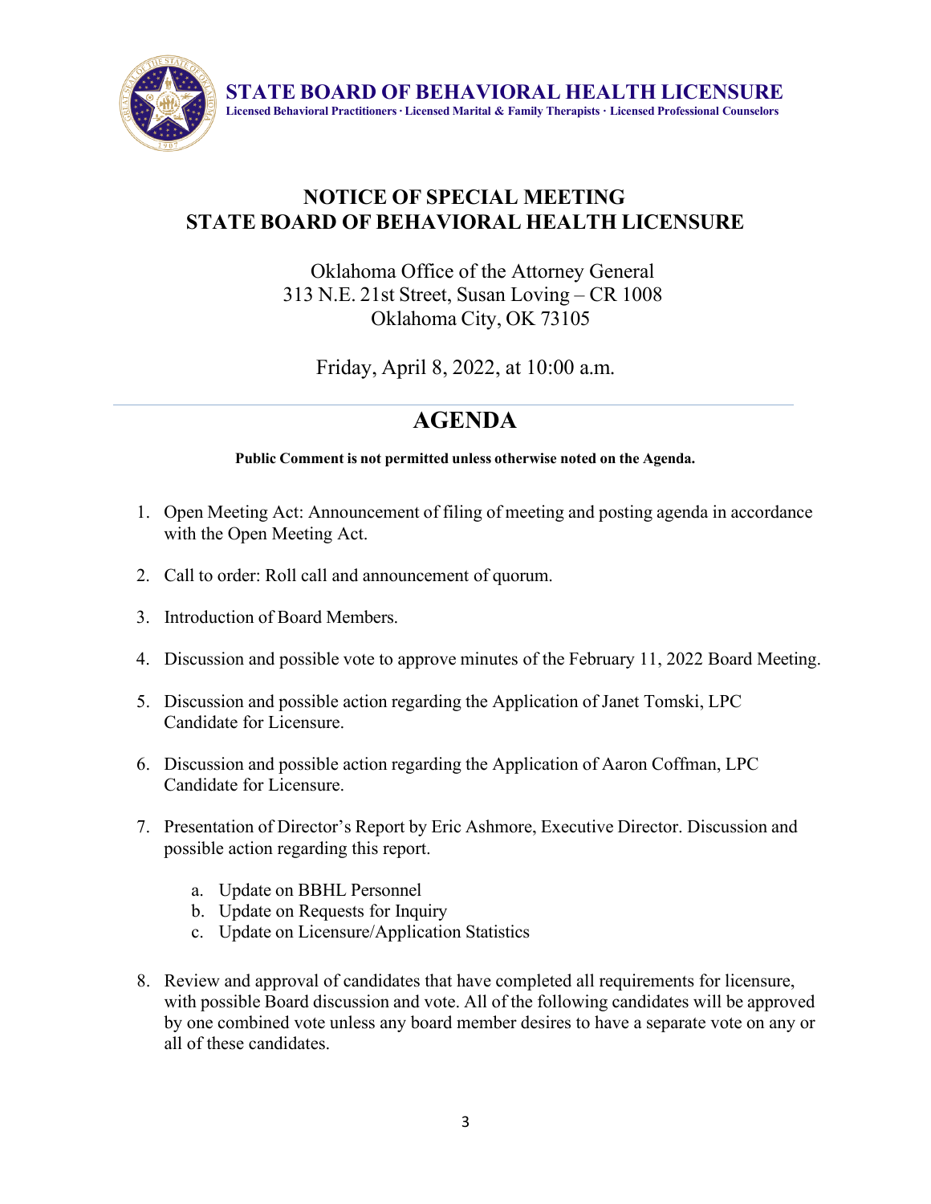**STATE BOARD OF BEHAVIORAL HEALTH LICENSURE**
**Licensed Behavioral Practitioners · Licensed Marital & Family Therapists · Licensed Professional Counselors**

# NOTICE OF SPECIAL MEETING
# STATE BOARD OF BEHAVIORAL HEALTH LICENSURE

Oklahoma Office of the Attorney General
313 N.E. 21st Street, Susan Loving – CR 1008
Oklahoma City, OK 73105

Friday, April 8, 2022, at 10:00 a.m.

---

## AGENDA

**Public Comment is not permitted unless otherwise noted on the Agenda.**

1. Open Meeting Act: Announcement of filing of meeting and posting agenda in accordance with the Open Meeting Act.

2. Call to order: Roll call and announcement of quorum.

3. Introduction of Board Members.

4. Discussion and possible vote to approve minutes of the February 11, 2022 Board Meeting.

5. Discussion and possible action regarding the Application of Janet Tomski, LPC Candidate for Licensure.

6. Discussion and possible action regarding the Application of Aaron Coffman, LPC Candidate for Licensure.

7. Presentation of Director's Report by Eric Ashmore, Executive Director. Discussion and possible action regarding this report.

   a. Update on BBHL Personnel
   b. Update on Requests for Inquiry
   c. Update on Licensure/Application Statistics

8. Review and approval of candidates that have completed all requirements for licensure, with possible Board discussion and vote. All of the following candidates will be approved by one combined vote unless any board member desires to have a separate vote on any or all of these candidates.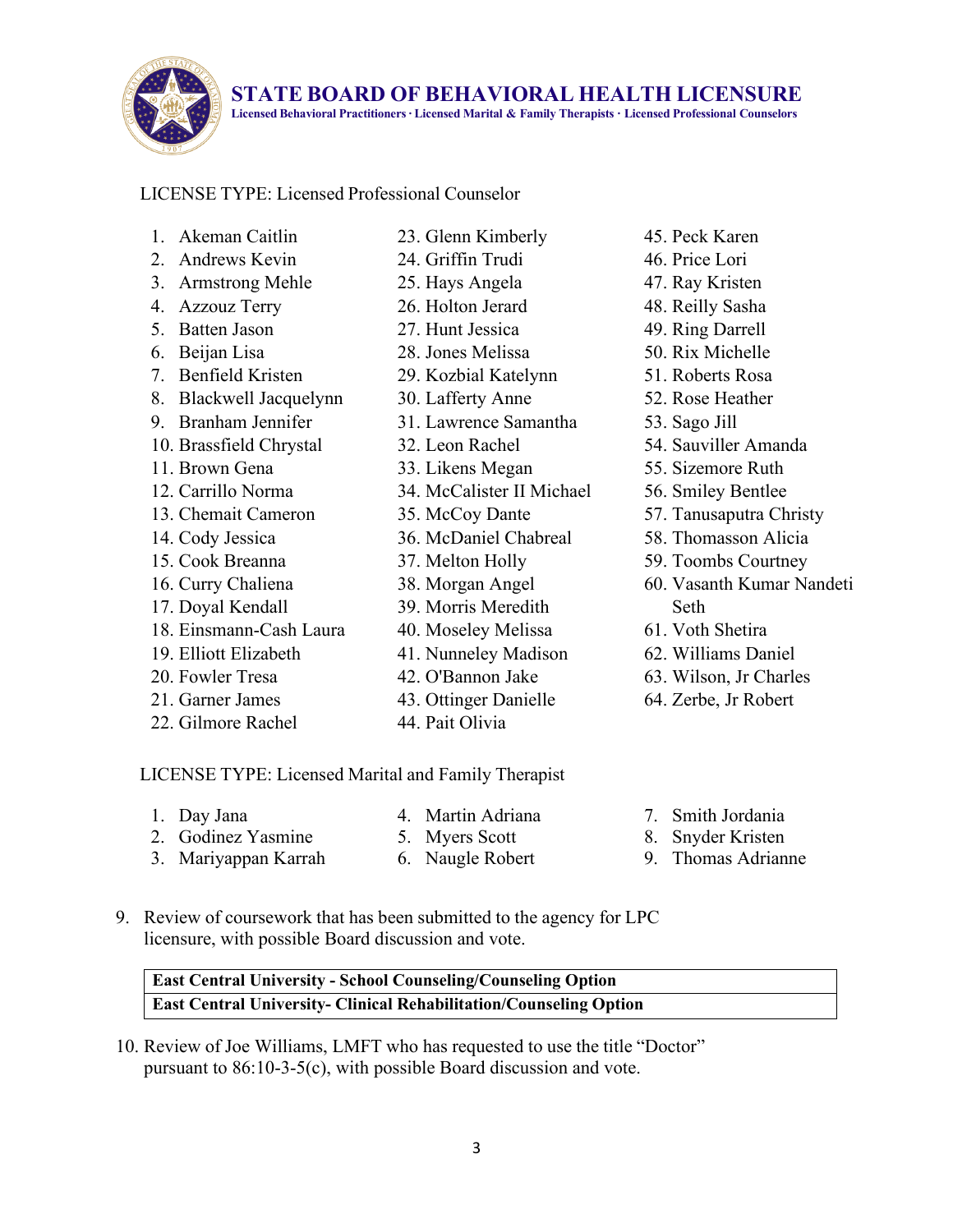# STATE BOARD OF BEHAVIORAL HEALTH LICENSURE

**Licensed Behavioral Practitioners · Licensed Marital & Family Therapists · Licensed Professional Counselors**

LICENSE TYPE: Licensed Professional Counselor

1. Akeman Caitlin
2. Andrews Kevin
3. Armstrong Mehle
4. Azzouz Terry
5. Batten Jason
6. Beijan Lisa
7. Benfield Kristen
8. Blackwell Jacquelynn
9. Branham Jennifer
10. Brassfield Chrystal
11. Brown Gena
12. Carrillo Norma
13. Chemait Cameron
14. Cody Jessica
15. Cook Breanna
16. Curry Chaliena
17. Doyal Kendall
18. Einsmann-Cash Laura
19. Elliott Elizabeth
20. Fowler Tresa
21. Garner James
22. Gilmore Rachel
23. Glenn Kimberly
24. Griffin Trudi
25. Hays Angela
26. Holton Jerard
27. Hunt Jessica
28. Jones Melissa
29. Kozbial Katelynn
30. Lafferty Anne
31. Lawrence Samantha
32. Leon Rachel
33. Likens Megan
34. McCalister II Michael
35. McCoy Dante
36. McDaniel Chabreal
37. Melton Holly
38. Morgan Angel
39. Morris Meredith
40. Moseley Melissa
41. Nunneley Madison
42. O'Bannon Jake
43. Ottinger Danielle
44. Pait Olivia
45. Peck Karen
46. Price Lori
47. Ray Kristen
48. Reilly Sasha
49. Ring Darrell
50. Rix Michelle
51. Roberts Rosa
52. Rose Heather
53. Sago Jill
54. Sauviller Amanda
55. Sizemore Ruth
56. Smiley Bentlee
57. Tanusaputra Christy
58. Thomasson Alicia
59. Toombs Courtney
60. Vasanth Kumar Nandeti Seth
61. Voth Shetira
62. Williams Daniel
63. Wilson, Jr Charles
64. Zerbe, Jr Robert

LICENSE TYPE: Licensed Marital and Family Therapist

1. Day Jana
2. Godinez Yasmine
3. Mariyappan Karrah
4. Martin Adriana
5. Myers Scott
6. Naugle Robert
7. Smith Jordania
8. Snyder Kristen
9. Thomas Adrianne

9. Review of coursework that has been submitted to the agency for LPC licensure, with possible Board discussion and vote.

| **East Central University - School Counseling/Counseling Option** |
|---|
| **East Central University- Clinical Rehabilitation/Counseling Option** |

10. Review of Joe Williams, LMFT who has requested to use the title "Doctor" pursuant to 86:10-3-5(c), with possible Board discussion and vote.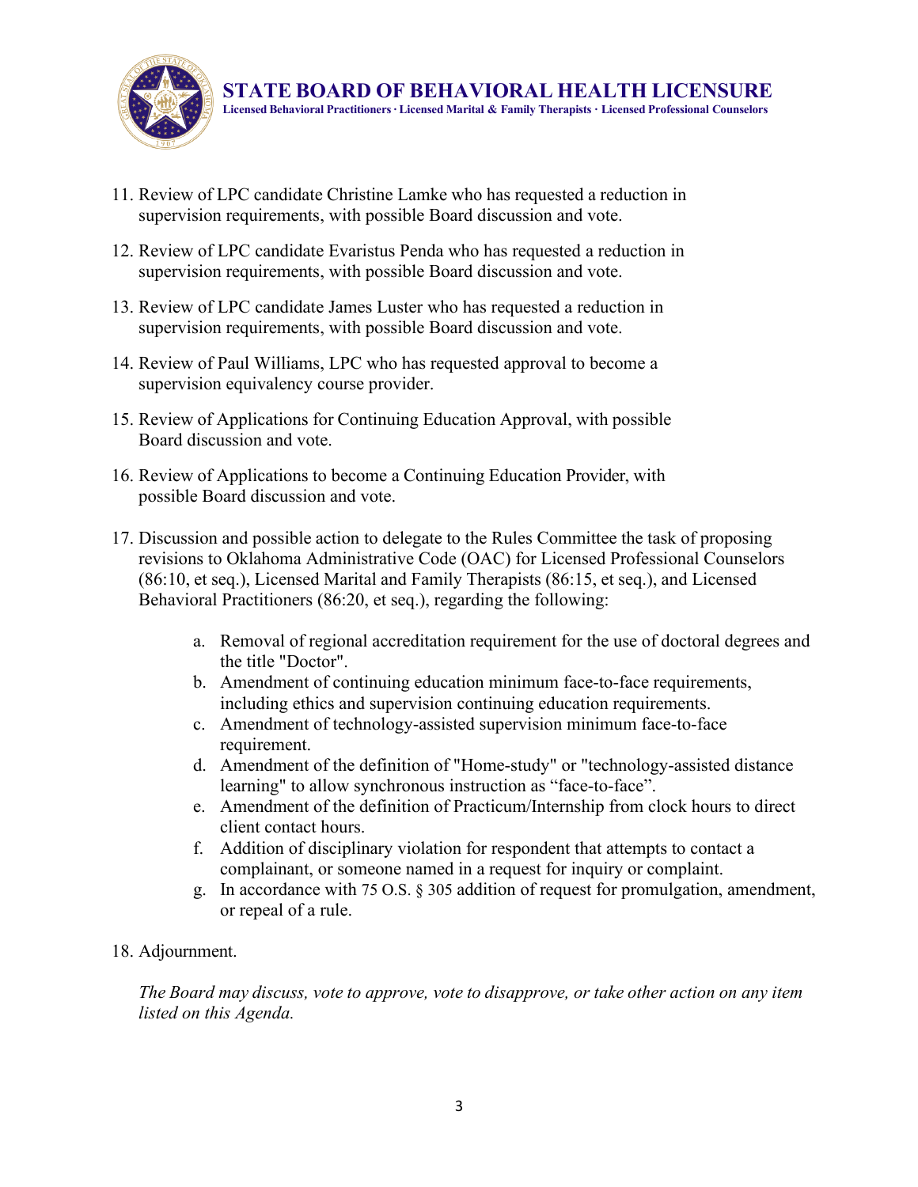11. Review of LPC candidate Christine Lamke who has requested a reduction in supervision requirements, with possible Board discussion and vote.

12. Review of LPC candidate Evaristus Penda who has requested a reduction in supervision requirements, with possible Board discussion and vote.

13. Review of LPC candidate James Luster who has requested a reduction in supervision requirements, with possible Board discussion and vote.

14. Review of Paul Williams, LPC who has requested approval to become a supervision equivalency course provider.

15. Review of Applications for Continuing Education Approval, with possible Board discussion and vote.

16. Review of Applications to become a Continuing Education Provider, with possible Board discussion and vote.

17. Discussion and possible action to delegate to the Rules Committee the task of proposing revisions to Oklahoma Administrative Code (OAC) for Licensed Professional Counselors (86:10, et seq.), Licensed Marital and Family Therapists (86:15, et seq.), and Licensed Behavioral Practitioners (86:20, et seq.), regarding the following:

    a. Removal of regional accreditation requirement for the use of doctoral degrees and the title "Doctor".
    b. Amendment of continuing education minimum face-to-face requirements, including ethics and supervision continuing education requirements.
    c. Amendment of technology-assisted supervision minimum face-to-face requirement.
    d. Amendment of the definition of "Home-study" or "technology-assisted distance learning" to allow synchronous instruction as “face-to-face”.
    e. Amendment of the definition of Practicum/Internship from clock hours to direct client contact hours.
    f. Addition of disciplinary violation for respondent that attempts to contact a complainant, or someone named in a request for inquiry or complaint.
    g. In accordance with 75 O.S. § 305 addition of request for promulgation, amendment, or repeal of a rule.

18. Adjournment.

*The Board may discuss, vote to approve, vote to disapprove, or take other action on any item listed on this Agenda.*